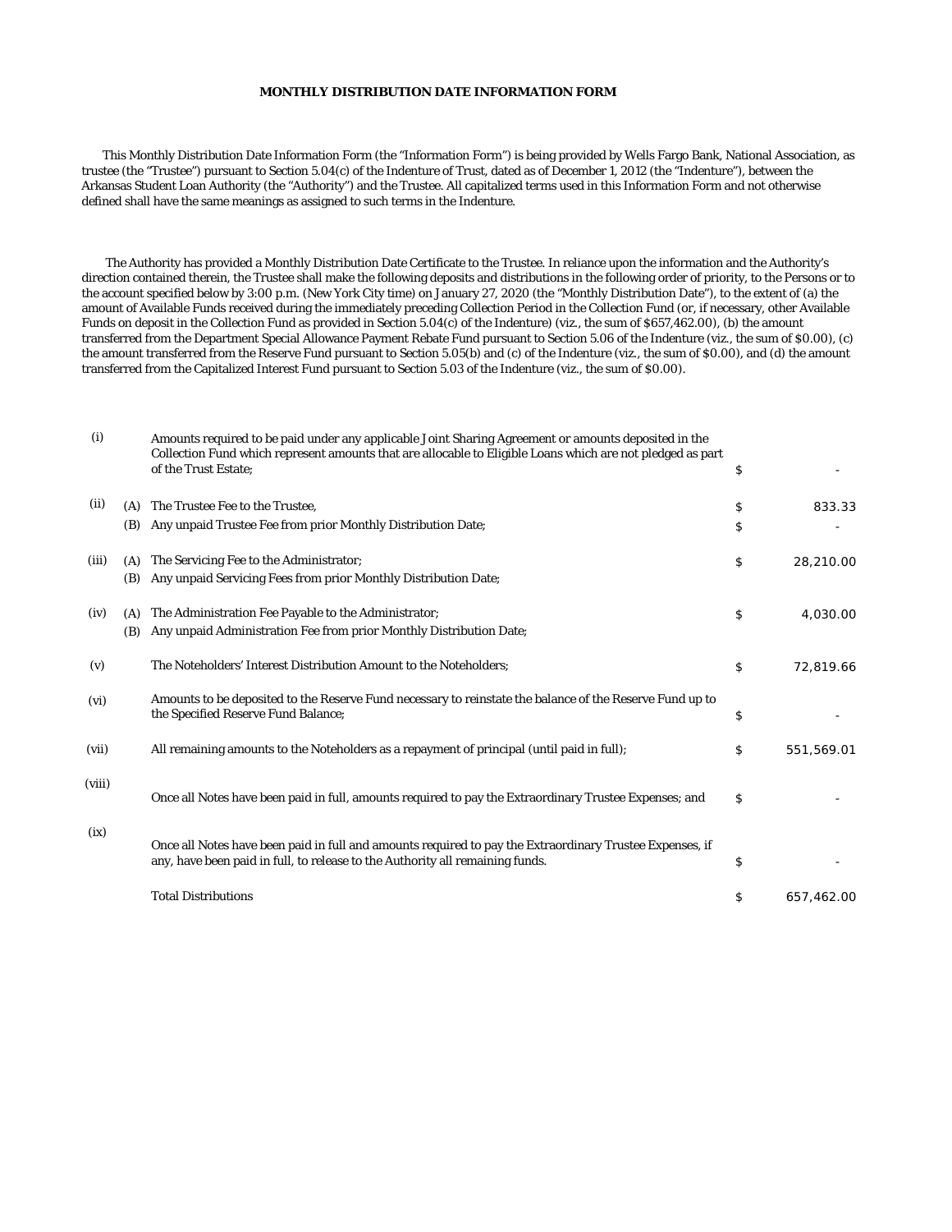**MONTHLY DISTRIBUTION DATE INFORMATION FORM**

This Monthly Distribution Date Information Form (the "Information Form") is being provided by Wells Fargo Bank, National Association, as trustee (the "Trustee") pursuant to Section 5.04(c) of the Indenture of Trust, dated as of December 1, 2012 (the "Indenture"), between the Arkansas Student Loan Authority (the "Authority") and the Trustee. All capitalized terms used in this Information Form and not otherwise defined shall have the same meanings as assigned to such terms in the Indenture.

The Authority has provided a Monthly Distribution Date Certificate to the Trustee. In reliance upon the information and the Authority's direction contained therein, the Trustee shall make the following deposits and distributions in the following order of priority, to the Persons or to the account specified below by 3:00 p.m. (New York City time) on January 27, 2020 (the "Monthly Distribution Date"), to the extent of (a) the amount of Available Funds received during the immediately preceding Collection Period in the Collection Fund (or, if necessary, other Available Funds on deposit in the Collection Fund as provided in Section 5.04(c) of the Indenture) (viz., the sum of $657,462.00), (b) the amount transferred from the Department Special Allowance Payment Rebate Fund pursuant to Section 5.06 of the Indenture (viz., the sum of $0.00), (c) the amount transferred from the Reserve Fund pursuant to Section 5.05(b) and (c) of the Indenture (viz., the sum of $0.00), and (d) the amount transferred from the Capitalized Interest Fund pursuant to Section 5.03 of the Indenture (viz., the sum of $0.00).

| | | | | |
|---|---|---|---|---|
| (i) | | Amounts required to be paid under any applicable Joint Sharing Agreement or amounts deposited in the Collection Fund which represent amounts that are allocable to Eligible Loans which are not pledged as part of the Trust Estate; | $ | - |
| (ii) | (A) | The Trustee Fee to the Trustee, | $ | 833.33 |
| | (B) | Any unpaid Trustee Fee from prior Monthly Distribution Date; | $ | - |
| (iii) | (A) | The Servicing Fee to the Administrator; | $ | 28,210.00 |
| | (B) | Any unpaid Servicing Fees from prior Monthly Distribution Date; | | |
| (iv) | (A) | The Administration Fee Payable to the Administrator; | $ | 4,030.00 |
| | (B) | Any unpaid Administration Fee from prior Monthly Distribution Date; | | |
| (v) | | The Noteholders' Interest Distribution Amount to the Noteholders; | $ | 72,819.66 |
| (vi) | | Amounts to be deposited to the Reserve Fund necessary to reinstate the balance of the Reserve Fund up to the Specified Reserve Fund Balance; | $ | - |
| (vii) | | All remaining amounts to the Noteholders as a repayment of principal (until paid in full); | $ | 551,569.01 |
| (viii) | | Once all Notes have been paid in full, amounts required to pay the Extraordinary Trustee Expenses; and | $ | - |
| (ix) | | Once all Notes have been paid in full and amounts required to pay the Extraordinary Trustee Expenses, if any, have been paid in full, to release to the Authority all remaining funds. | $ | - |
| | | Total Distributions | $ | 657,462.00 |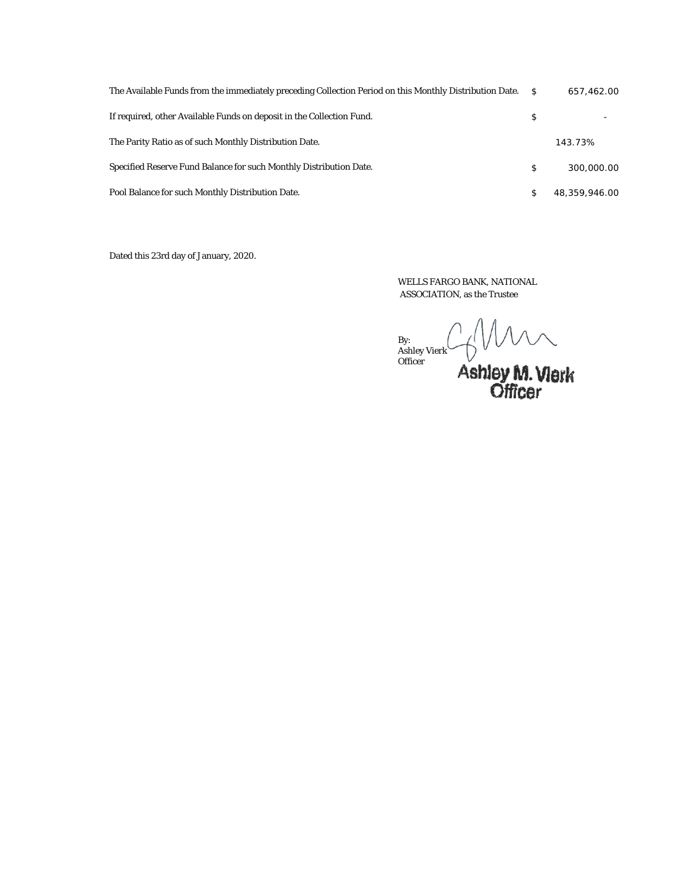| | | |
|---|---|---|
| The Available Funds from the immediately preceding Collection Period on this Monthly Distribution Date. | $ | 657,462.00 |
| If required, other Available Funds on deposit in the Collection Fund. | $ | - |
| The Parity Ratio as of such Monthly Distribution Date. | | 143.73% |
| Specified Reserve Fund Balance for such Monthly Distribution Date. | $ | 300,000.00 |
| Pool Balance for such Monthly Distribution Date. | $ | 48,359,946.00 |

Dated this 23rd day of January, 2020.

WELLS FARGO BANK, NATIONAL ASSOCIATION, as the Trustee

By:
Ashley Vierk
Officer

Ashley M. Vierk
Officer